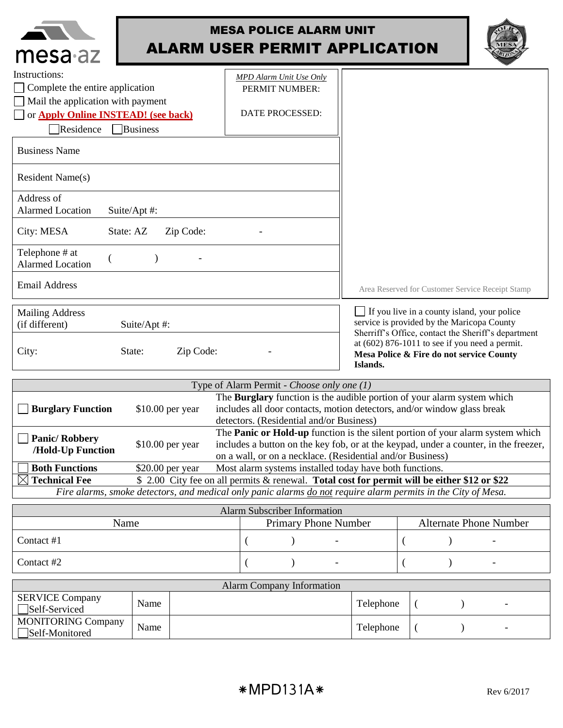mesa·az

# MESA POLICE ALARM UNIT
# ALARM USER PERMIT APPLICATION

Instructions:

- ☐ Complete the entire application
- ☐ Mail the application with payment
- ☐ or **Apply Online INSTEAD! (see back)**

☐ Residence ☐ Business

| *MPD Alarm Unit Use Only* |
|---|
| PERMIT NUMBER: |
| DATE PROCESSED: |

| | |
|---|---|
| Business Name | |
| Resident Name(s) | |
| Address of Alarmed Location | Suite/Apt #: |
| City: MESA | State: AZ Zip Code: - |
| Telephone # at Alarmed Location | ( ) - |
| Email Address | |

Area Reserved for Customer Service Receipt Stamp

| | |
|---|---|
| Mailing Address (if different) | Suite/Apt #: |
| City: | State: Zip Code: - |

☐ If you live in a county island, your police service is provided by the Maricopa County Sherriff's Office, contact the Sheriff's department at (602) 876-1011 to see if you need a permit. **Mesa Police & Fire do not service County Islands.**

| Type of Alarm Permit - *Choose only one (1)* | | |
|---|---|---|
| ☐ **Burglary Function** | $10.00 per year | The **Burglary** function is the audible portion of your alarm system which includes all door contacts, motion detectors, and/or window glass break detectors. (Residential and/or Business) |
| ☐ **Panic/ Robbery /Hold-Up Function** | $10.00 per year | The **Panic or Hold-up** function is the silent portion of your alarm system which includes a button on the key fob, or at the keypad, under a counter, in the freezer, on a wall, or on a necklace. (Residential and/or Business) |
| ☐ **Both Functions** | $20.00 per year | Most alarm systems installed today have both functions. |
| ☒ **Technical Fee** | $ 2.00 City fee on all permits & renewal. **Total cost for permit will be either $12 or $22** | |

*Fire alarms, smoke detectors, and medical only panic alarms do not require alarm permits in the City of Mesa.*

| Alarm Subscriber Information | | |
|---|---|---|
| Name | Primary Phone Number | Alternate Phone Number |
| Contact #1 | ( ) - | ( ) - |
| Contact #2 | ( ) - | ( ) - |

| Alarm Company Information | | | | |
|---|---|---|---|---|
| SERVICE Company ☐ Self-Serviced | Name | | Telephone | ( ) - |
| MONITORING Company ☐ Self-Monitored | Name | | Telephone | ( ) - |

*MPD131A*

Rev 6/2017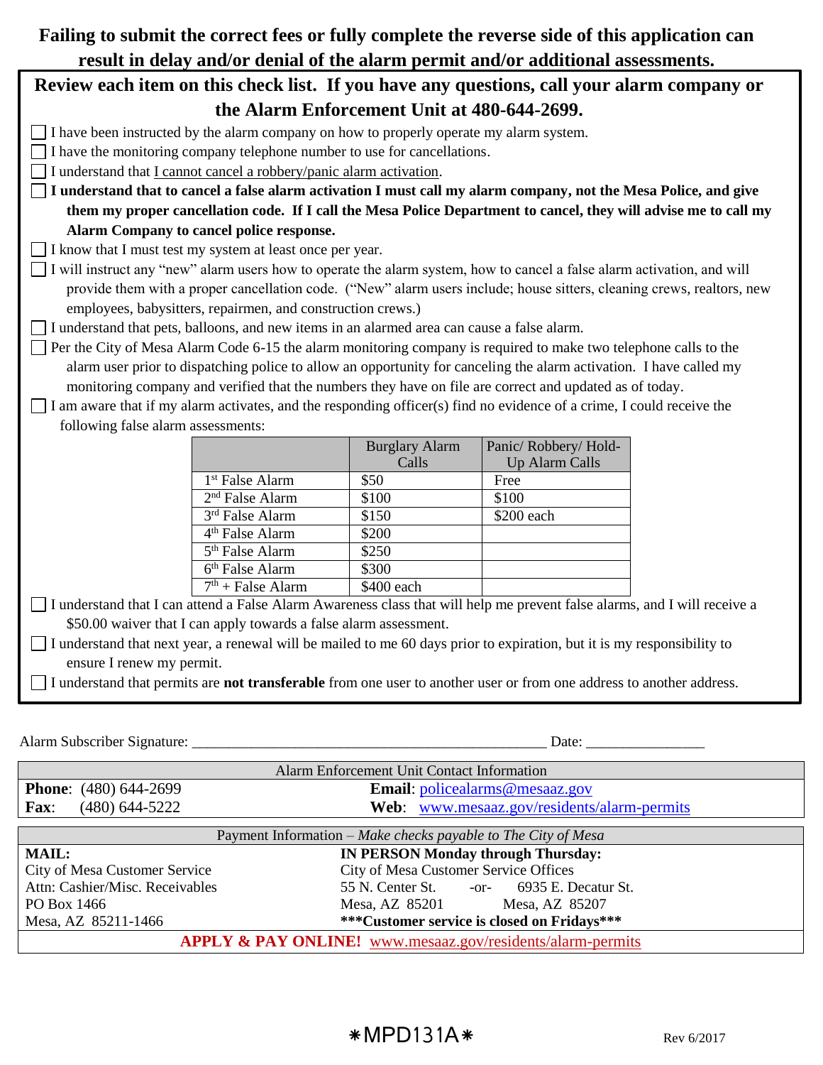**Failing to submit the correct fees or fully complete the reverse side of this application can result in delay and/or denial of the alarm permit and/or additional assessments.**

**Review each item on this check list. If you have any questions, call your alarm company or the Alarm Enforcement Unit at 480-644-2699.**

- ☐ I have been instructed by the alarm company on how to properly operate my alarm system.
- ☐ I have the monitoring company telephone number to use for cancellations.
- ☐ I understand that I cannot cancel a robbery/panic alarm activation.
- ☐ **I understand that to cancel a false alarm activation I must call my alarm company, not the Mesa Police, and give them my proper cancellation code. If I call the Mesa Police Department to cancel, they will advise me to call my Alarm Company to cancel police response.**
- ☐ I know that I must test my system at least once per year.
- ☐ I will instruct any "new" alarm users how to operate the alarm system, how to cancel a false alarm activation, and will provide them with a proper cancellation code. ("New" alarm users include; house sitters, cleaning crews, realtors, new employees, babysitters, repairmen, and construction crews.)
- ☐ I understand that pets, balloons, and new items in an alarmed area can cause a false alarm.
- ☐ Per the City of Mesa Alarm Code 6-15 the alarm monitoring company is required to make two telephone calls to the alarm user prior to dispatching police to allow an opportunity for canceling the alarm activation. I have called my monitoring company and verified that the numbers they have on file are correct and updated as of today.
- ☐ I am aware that if my alarm activates, and the responding officer(s) find no evidence of a crime, I could receive the following false alarm assessments:

| | Burglary Alarm Calls | Panic/ Robbery/ Hold-Up Alarm Calls |
|---|---|---|
| 1st False Alarm | $50 | Free |
| 2nd False Alarm | $100 | $100 |
| 3rd False Alarm | $150 | $200 each |
| 4th False Alarm | $200 | |
| 5th False Alarm | $250 | |
| 6th False Alarm | $300 | |
| 7th + False Alarm | $400 each | |

- ☐ I understand that I can attend a False Alarm Awareness class that will help me prevent false alarms, and I will receive a $50.00 waiver that I can apply towards a false alarm assessment.
- ☐ I understand that next year, a renewal will be mailed to me 60 days prior to expiration, but it is my responsibility to ensure I renew my permit.
- ☐ I understand that permits are **not transferable** from one user to another user or from one address to another address.

Alarm Subscriber Signature: ________________________________________________ Date: _______________

| Alarm Enforcement Unit Contact Information | |
|---|---|
| **Phone**: (480) 644-2699 | **Email**: policealarms@mesaaz.gov |
| **Fax**: (480) 644-5222 | **Web**: www.mesaaz.gov/residents/alarm-permits |

| Payment Information – *Make checks payable to The City of Mesa* | |
|---|---|
| **MAIL:** | **IN PERSON Monday through Thursday:** |
| City of Mesa Customer Service | City of Mesa Customer Service Offices |
| Attn: Cashier/Misc. Receivables | 55 N. Center St. -or- 6935 E. Decatur St. |
| PO Box 1466 | Mesa, AZ 85201 Mesa, AZ 85207 |
| Mesa, AZ 85211-1466 | **\*\*\*Customer service is closed on Fridays\*\*\*** |
| **APPLY & PAY ONLINE!** www.mesaaz.gov/residents/alarm-permits | |

*MPD131A*

Rev 6/2017